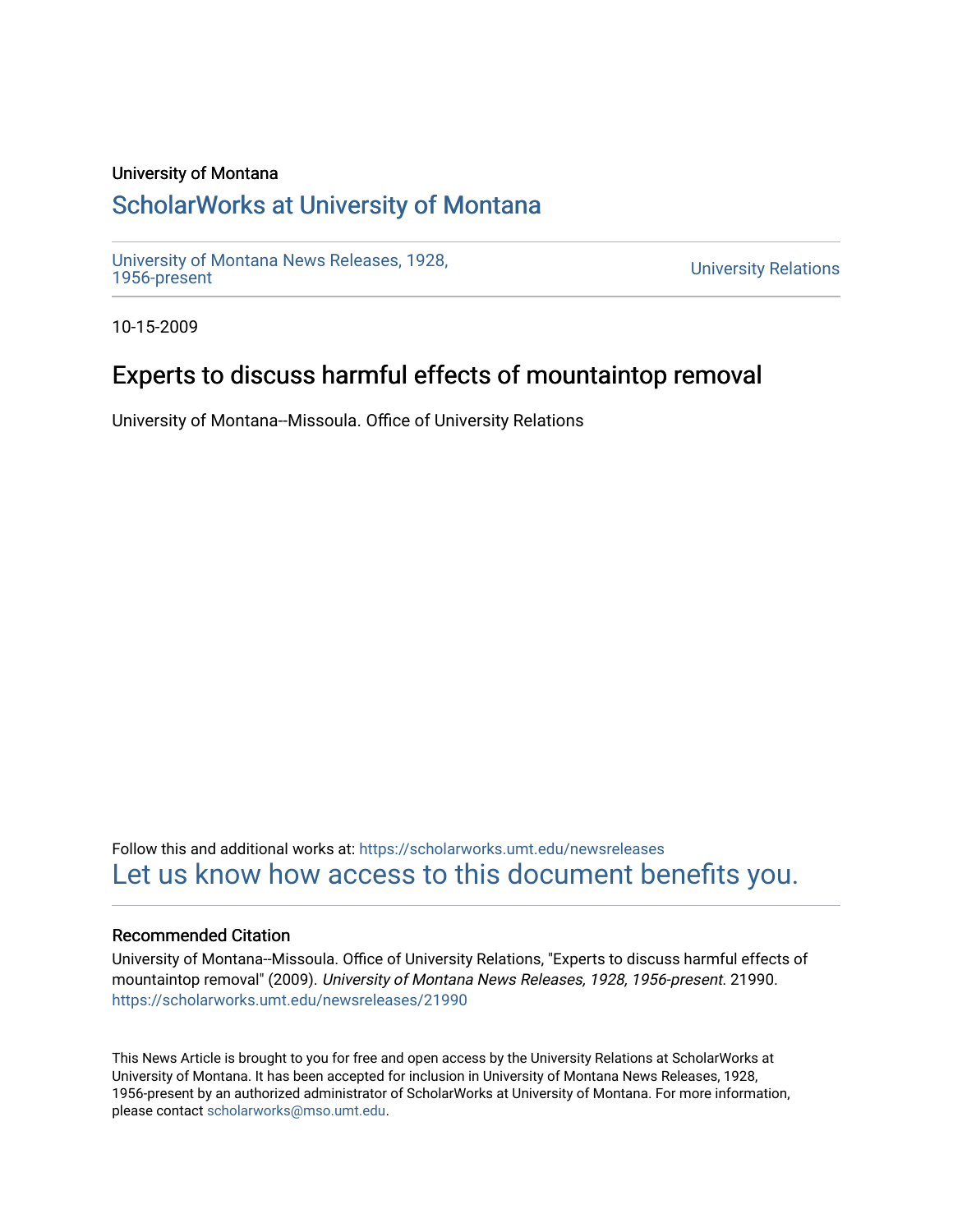University of Montana

# ScholarWorks at University of Montana

University of Montana News Releases, 1928, 1956-present

University Relations

10-15-2009

## Experts to discuss harmful effects of mountaintop removal

University of Montana--Missoula. Office of University Relations

Follow this and additional works at: https://scholarworks.umt.edu/newsreleases

Let us know how access to this document benefits you.

### Recommended Citation

University of Montana--Missoula. Office of University Relations, "Experts to discuss harmful effects of mountaintop removal" (2009). *University of Montana News Releases, 1928, 1956-present*. 21990. https://scholarworks.umt.edu/newsreleases/21990

This News Article is brought to you for free and open access by the University Relations at ScholarWorks at University of Montana. It has been accepted for inclusion in University of Montana News Releases, 1928, 1956-present by an authorized administrator of ScholarWorks at University of Montana. For more information, please contact scholarworks@mso.umt.edu.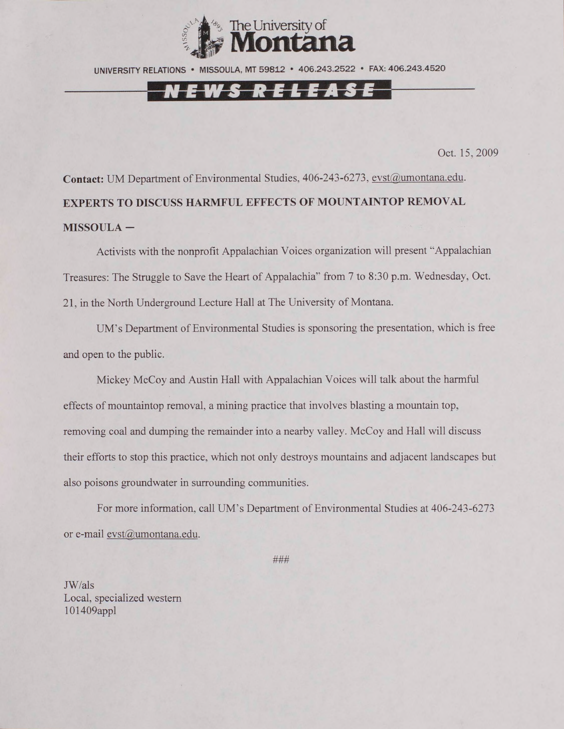The University of Montana

UNIVERSITY RELATIONS • MISSOULA, MT 59812 • 406.243.2522 • FAX: 406.243.4520

NEWS RELEASE

Oct. 15, 2009

**Contact:** UM Department of Environmental Studies, 406-243-6273, evst@umontana.edu.

**EXPERTS TO DISCUSS HARMFUL EFFECTS OF MOUNTAINTOP REMOVAL**

**MISSOULA —**

Activists with the nonprofit Appalachian Voices organization will present "Appalachian Treasures: The Struggle to Save the Heart of Appalachia" from 7 to 8:30 p.m. Wednesday, Oct. 21, in the North Underground Lecture Hall at The University of Montana.

UM's Department of Environmental Studies is sponsoring the presentation, which is free and open to the public.

Mickey McCoy and Austin Hall with Appalachian Voices will talk about the harmful effects of mountaintop removal, a mining practice that involves blasting a mountain top, removing coal and dumping the remainder into a nearby valley. McCoy and Hall will discuss their efforts to stop this practice, which not only destroys mountains and adjacent landscapes but also poisons groundwater in surrounding communities.

For more information, call UM's Department of Environmental Studies at 406-243-6273 or e-mail evst@umontana.edu.

###

JW/als
Local, specialized western
101409appl